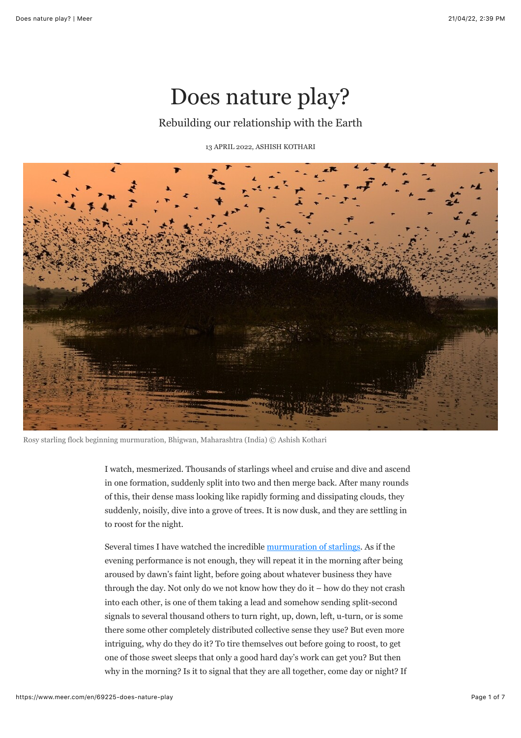# Does nature play?

## Rebuilding our relationship with the Earth

13 APRIL 2022, ASHISH KOTHARI

Rosy starling flock beginning murmuration, Bhigwan, Maharashtra (India) © Ashish Kothari

I watch, mesmerized. Thousands of starlings wheel and cruise and dive and ascend in one formation, suddenly split into two and then merge back. After many rounds of this, their dense mass looking like rapidly forming and dissipating clouds, they suddenly, noisily, dive into a grove of trees. It is now dusk, and they are settling in to roost for the night.

Several times I have watched the incredible [murmuration of starlings](). As if the evening performance is not enough, they will repeat it in the morning after being aroused by dawn's faint light, before going about whatever business they have through the day. Not only do we not know how they do it – how do they not crash into each other, is one of them taking a lead and somehow sending split-second signals to several thousand others to turn right, up, down, left, u-turn, or is some there some other completely distributed collective sense they use? But even more intriguing, why do they do it? To tire themselves out before going to roost, to get one of those sweet sleeps that only a good hard day's work can get you? But then why in the morning? Is it to signal that they are all together, come day or night? If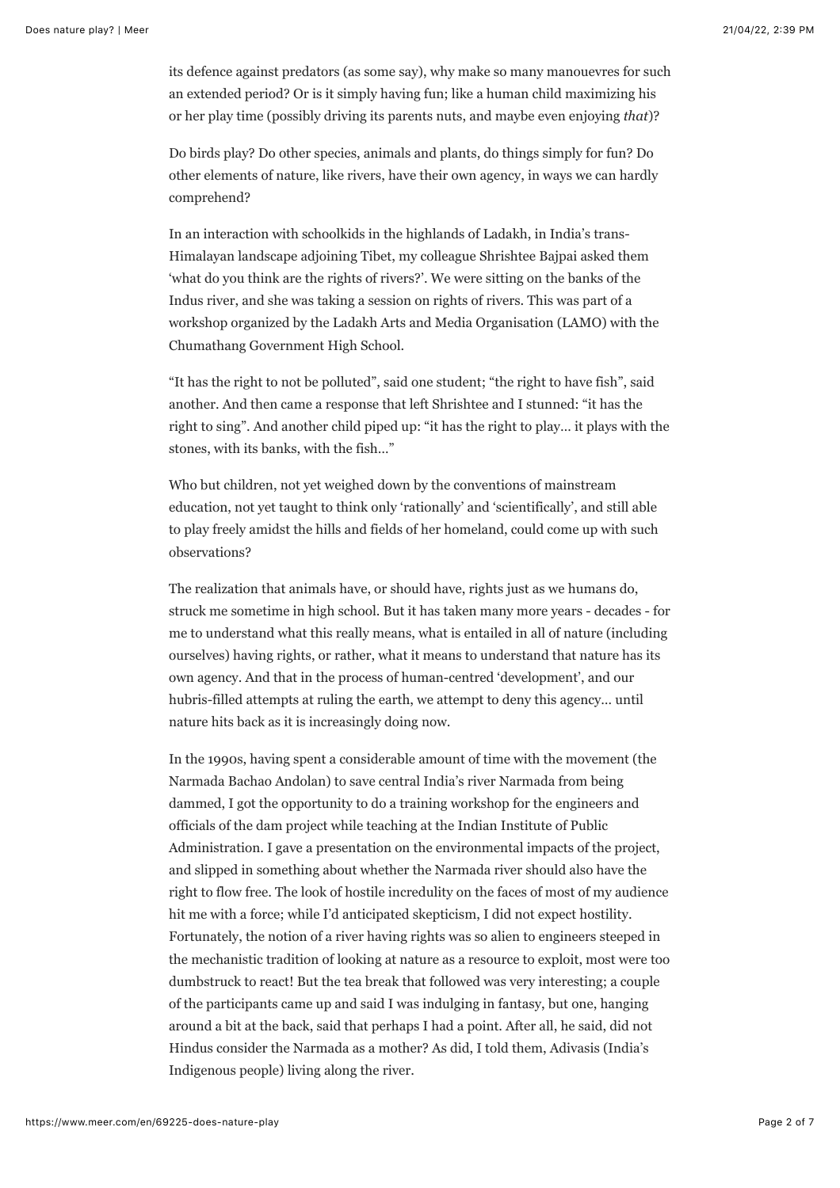its defence against predators (as some say), why make so many manoeuvres for such an extended period? Or is it simply having fun; like a human child maximizing his or her play time (possibly driving its parents nuts, and maybe even enjoying *that*)?

Do birds play? Do other species, animals and plants, do things simply for fun? Do other elements of nature, like rivers, have their own agency, in ways we can hardly comprehend?

In an interaction with schoolkids in the highlands of Ladakh, in India's trans-Himalayan landscape adjoining Tibet, my colleague Shrishtee Bajpai asked them 'what do you think are the rights of rivers?'. We were sitting on the banks of the Indus river, and she was taking a session on rights of rivers. This was part of a workshop organized by the Ladakh Arts and Media Organisation (LAMO) with the Chumathang Government High School.

"It has the right to not be polluted", said one student; "the right to have fish", said another. And then came a response that left Shrishtee and I stunned: "it has the right to sing". And another child piped up: "it has the right to play… it plays with the stones, with its banks, with the fish…"

Who but children, not yet weighed down by the conventions of mainstream education, not yet taught to think only 'rationally' and 'scientifically', and still able to play freely amidst the hills and fields of her homeland, could come up with such observations?

The realization that animals have, or should have, rights just as we humans do, struck me sometime in high school. But it has taken many more years - decades - for me to understand what this really means, what is entailed in all of nature (including ourselves) having rights, or rather, what it means to understand that nature has its own agency. And that in the process of human-centred 'development', and our hubris-filled attempts at ruling the earth, we attempt to deny this agency… until nature hits back as it is increasingly doing now.

In the 1990s, having spent a considerable amount of time with the movement (the Narmada Bachao Andolan) to save central India's river Narmada from being dammed, I got the opportunity to do a training workshop for the engineers and officials of the dam project while teaching at the Indian Institute of Public Administration. I gave a presentation on the environmental impacts of the project, and slipped in something about whether the Narmada river should also have the right to flow free. The look of hostile incredulity on the faces of most of my audience hit me with a force; while I'd anticipated skepticism, I did not expect hostility. Fortunately, the notion of a river having rights was so alien to engineers steeped in the mechanistic tradition of looking at nature as a resource to exploit, most were too dumbstruck to react! But the tea break that followed was very interesting; a couple of the participants came up and said I was indulging in fantasy, but one, hanging around a bit at the back, said that perhaps I had a point. After all, he said, did not Hindus consider the Narmada as a mother? As did, I told them, Adivasis (India's Indigenous people) living along the river.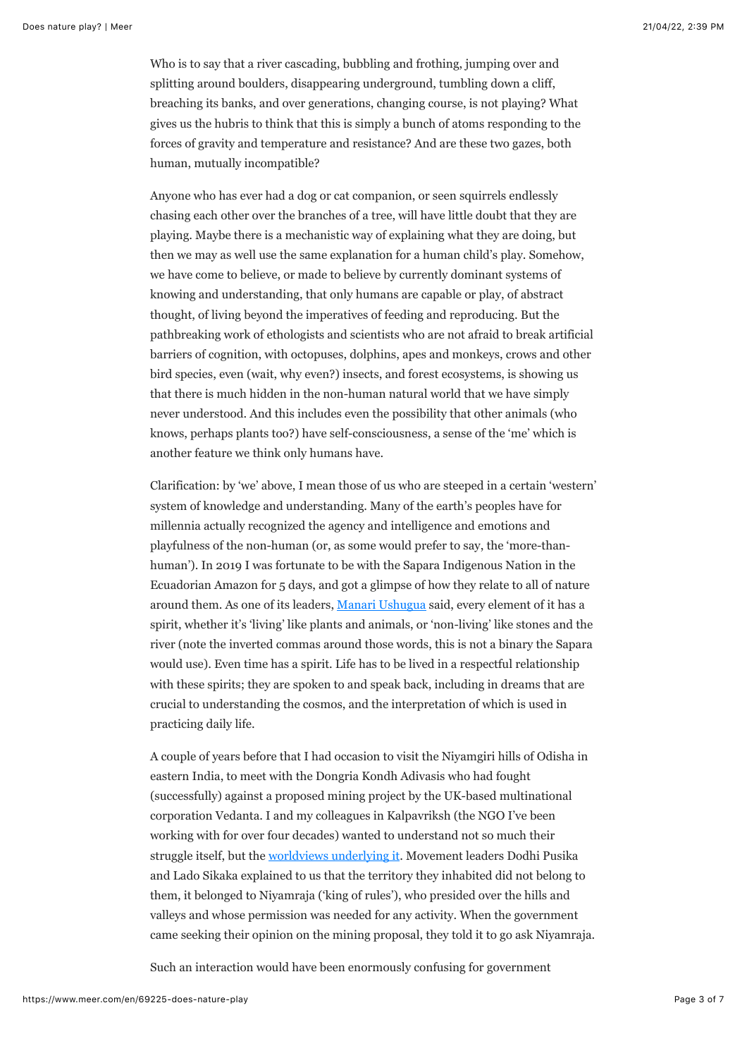Who is to say that a river cascading, bubbling and frothing, jumping over and splitting around boulders, disappearing underground, tumbling down a cliff, breaching its banks, and over generations, changing course, is not playing? What gives us the hubris to think that this is simply a bunch of atoms responding to the forces of gravity and temperature and resistance? And are these two gazes, both human, mutually incompatible?

Anyone who has ever had a dog or cat companion, or seen squirrels endlessly chasing each other over the branches of a tree, will have little doubt that they are playing. Maybe there is a mechanistic way of explaining what they are doing, but then we may as well use the same explanation for a human child's play. Somehow, we have come to believe, or made to believe by currently dominant systems of knowing and understanding, that only humans are capable or play, of abstract thought, of living beyond the imperatives of feeding and reproducing. But the pathbreaking work of ethologists and scientists who are not afraid to break artificial barriers of cognition, with octopuses, dolphins, apes and monkeys, crows and other bird species, even (wait, why even?) insects, and forest ecosystems, is showing us that there is much hidden in the non-human natural world that we have simply never understood. And this includes even the possibility that other animals (who knows, perhaps plants too?) have self-consciousness, a sense of the 'me' which is another feature we think only humans have.

Clarification: by 'we' above, I mean those of us who are steeped in a certain 'western' system of knowledge and understanding. Many of the earth's peoples have for millennia actually recognized the agency and intelligence and emotions and playfulness of the non-human (or, as some would prefer to say, the 'more-than-human'). In 2019 I was fortunate to be with the Sapara Indigenous Nation in the Ecuadorian Amazon for 5 days, and got a glimpse of how they relate to all of nature around them. As one of its leaders, Manari Ushugua said, every element of it has a spirit, whether it's 'living' like plants and animals, or 'non-living' like stones and the river (note the inverted commas around those words, this is not a binary the Sapara would use). Even time has a spirit. Life has to be lived in a respectful relationship with these spirits; they are spoken to and speak back, including in dreams that are crucial to understanding the cosmos, and the interpretation of which is used in practicing daily life.

A couple of years before that I had occasion to visit the Niyamgiri hills of Odisha in eastern India, to meet with the Dongria Kondh Adivasis who had fought (successfully) against a proposed mining project by the UK-based multinational corporation Vedanta. I and my colleagues in Kalpavriksh (the NGO I've been working with for over four decades) wanted to understand not so much their struggle itself, but the worldviews underlying it. Movement leaders Dodhi Pusika and Lado Sikaka explained to us that the territory they inhabited did not belong to them, it belonged to Niyamraja ('king of rules'), who presided over the hills and valleys and whose permission was needed for any activity. When the government came seeking their opinion on the mining proposal, they told it to go ask Niyamraja.

Such an interaction would have been enormously confusing for government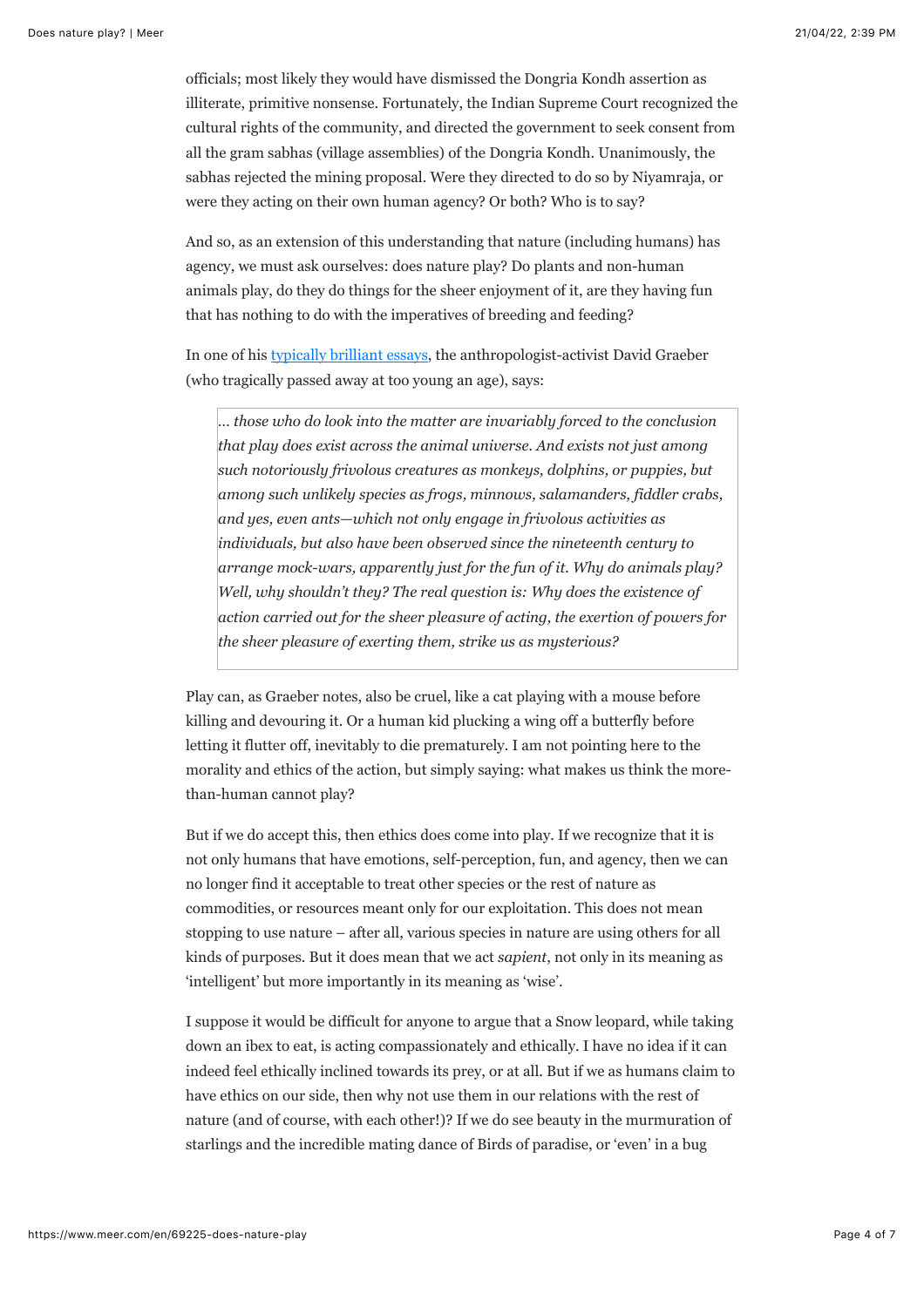officials; most likely they would have dismissed the Dongria Kondh assertion as illiterate, primitive nonsense. Fortunately, the Indian Supreme Court recognized the cultural rights of the community, and directed the government to seek consent from all the gram sabhas (village assemblies) of the Dongria Kondh. Unanimously, the sabhas rejected the mining proposal. Were they directed to do so by Niyamraja, or were they acting on their own human agency? Or both? Who is to say?

And so, as an extension of this understanding that nature (including humans) has agency, we must ask ourselves: does nature play? Do plants and non-human animals play, do they do things for the sheer enjoyment of it, are they having fun that has nothing to do with the imperatives of breeding and feeding?

In one of his [typically brilliant essays](), the anthropologist-activist David Graeber (who tragically passed away at too young an age), says:

> *… those who do look into the matter are invariably forced to the conclusion that play does exist across the animal universe. And exists not just among such notoriously frivolous creatures as monkeys, dolphins, or puppies, but among such unlikely species as frogs, minnows, salamanders, fiddler crabs, and yes, even ants—which not only engage in frivolous activities as individuals, but also have been observed since the nineteenth century to arrange mock-wars, apparently just for the fun of it. Why do animals play? Well, why shouldn't they? The real question is: Why does the existence of action carried out for the sheer pleasure of acting, the exertion of powers for the sheer pleasure of exerting them, strike us as mysterious?*

Play can, as Graeber notes, also be cruel, like a cat playing with a mouse before killing and devouring it. Or a human kid plucking a wing off a butterfly before letting it flutter off, inevitably to die prematurely. I am not pointing here to the morality and ethics of the action, but simply saying: what makes us think the more-than-human cannot play?

But if we do accept this, then ethics does come into play. If we recognize that it is not only humans that have emotions, self-perception, fun, and agency, then we can no longer find it acceptable to treat other species or the rest of nature as commodities, or resources meant only for our exploitation. This does not mean stopping to use nature – after all, various species in nature are using others for all kinds of purposes. But it does mean that we act *sapient*, not only in its meaning as 'intelligent' but more importantly in its meaning as 'wise'.

I suppose it would be difficult for anyone to argue that a Snow leopard, while taking down an ibex to eat, is acting compassionately and ethically. I have no idea if it can indeed feel ethically inclined towards its prey, or at all. But if we as humans claim to have ethics on our side, then why not use them in our relations with the rest of nature (and of course, with each other!)? If we do see beauty in the murmuration of starlings and the incredible mating dance of Birds of paradise, or 'even' in a bug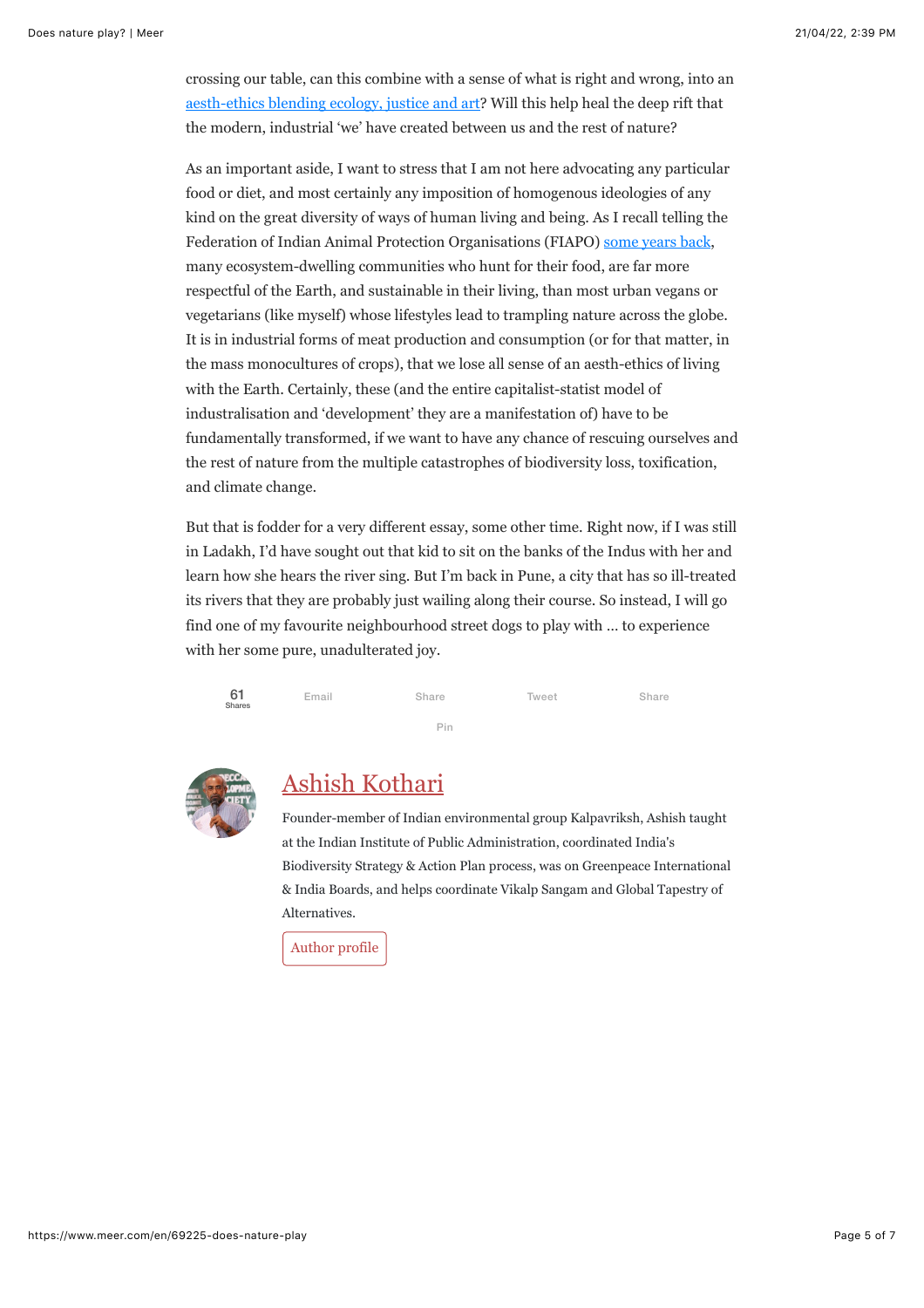crossing our table, can this combine with a sense of what is right and wrong, into an aesth-ethics blending ecology, justice and art? Will this help heal the deep rift that the modern, industrial 'we' have created between us and the rest of nature?

As an important aside, I want to stress that I am not here advocating any particular food or diet, and most certainly any imposition of homogenous ideologies of any kind on the great diversity of ways of human living and being. As I recall telling the Federation of Indian Animal Protection Organisations (FIAPO) some years back, many ecosystem-dwelling communities who hunt for their food, are far more respectful of the Earth, and sustainable in their living, than most urban vegans or vegetarians (like myself) whose lifestyles lead to trampling nature across the globe. It is in industrial forms of meat production and consumption (or for that matter, in the mass monocultures of crops), that we lose all sense of an aesth-ethics of living with the Earth. Certainly, these (and the entire capitalist-statist model of industrialisation and 'development' they are a manifestation of) have to be fundamentally transformed, if we want to have any chance of rescuing ourselves and the rest of nature from the multiple catastrophes of biodiversity loss, toxification, and climate change.

But that is fodder for a very different essay, some other time. Right now, if I was still in Ladakh, I'd have sought out that kid to sit on the banks of the Indus with her and learn how she hears the river sing. But I'm back in Pune, a city that has so ill-treated its rivers that they are probably just wailing along their course. So instead, I will go find one of my favourite neighbourhood street dogs to play with … to experience with her some pure, unadulterated joy.

61 Shares | Email | Share | Tweet | Share | Pin

## Ashish Kothari

Founder-member of Indian environmental group Kalpavriksh, Ashish taught at the Indian Institute of Public Administration, coordinated India's Biodiversity Strategy & Action Plan process, was on Greenpeace International & India Boards, and helps coordinate Vikalp Sangam and Global Tapestry of Alternatives.

Author profile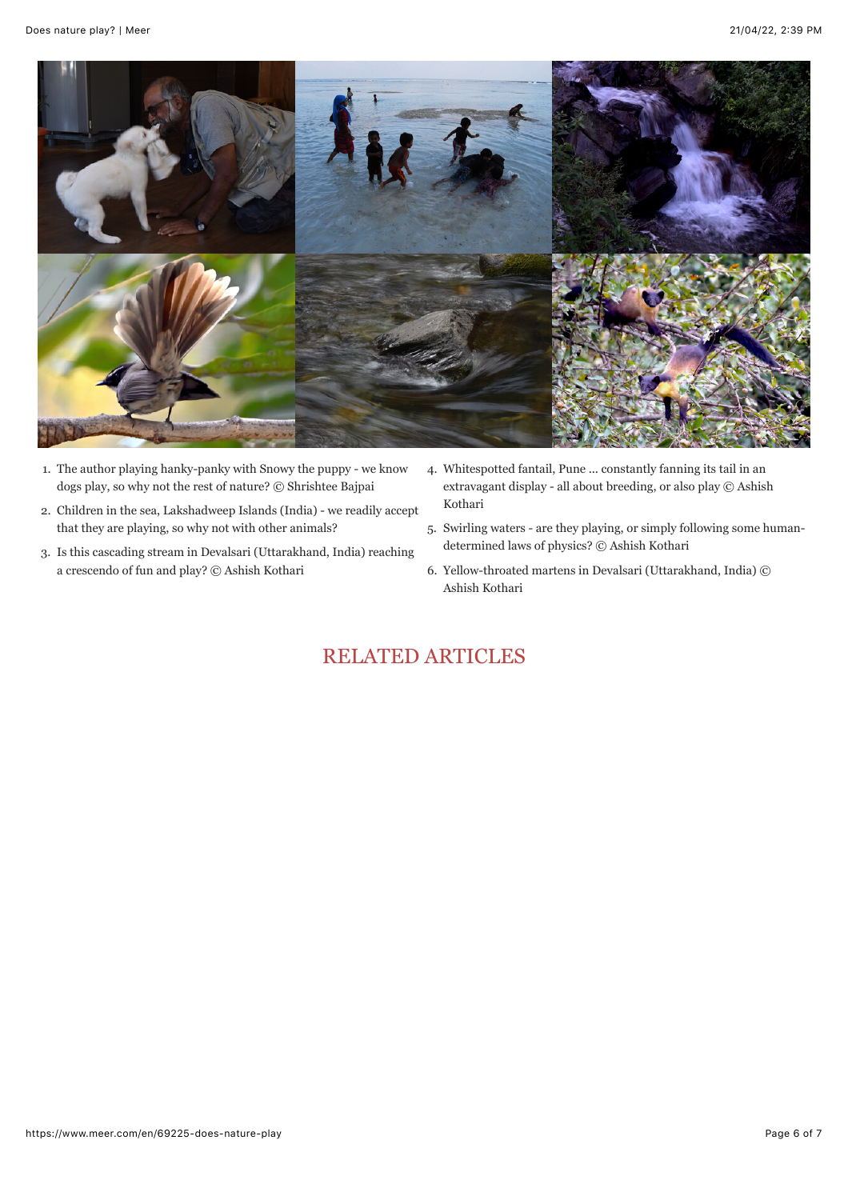1. The author playing hanky-panky with Snowy the puppy - we know dogs play, so why not the rest of nature? © Shrishtee Bajpai
2. Children in the sea, Lakshadweep Islands (India) - we readily accept that they are playing, so why not with other animals?
3. Is this cascading stream in Devalsari (Uttarakhand, India) reaching a crescendo of fun and play? © Ashish Kothari
4. Whitespotted fantail, Pune ... constantly fanning its tail in an extravagant display - all about breeding, or also play © Ashish Kothari
5. Swirling waters - are they playing, or simply following some human-determined laws of physics? © Ashish Kothari
6. Yellow-throated martens in Devalsari (Uttarakhand, India) © Ashish Kothari

## RELATED ARTICLES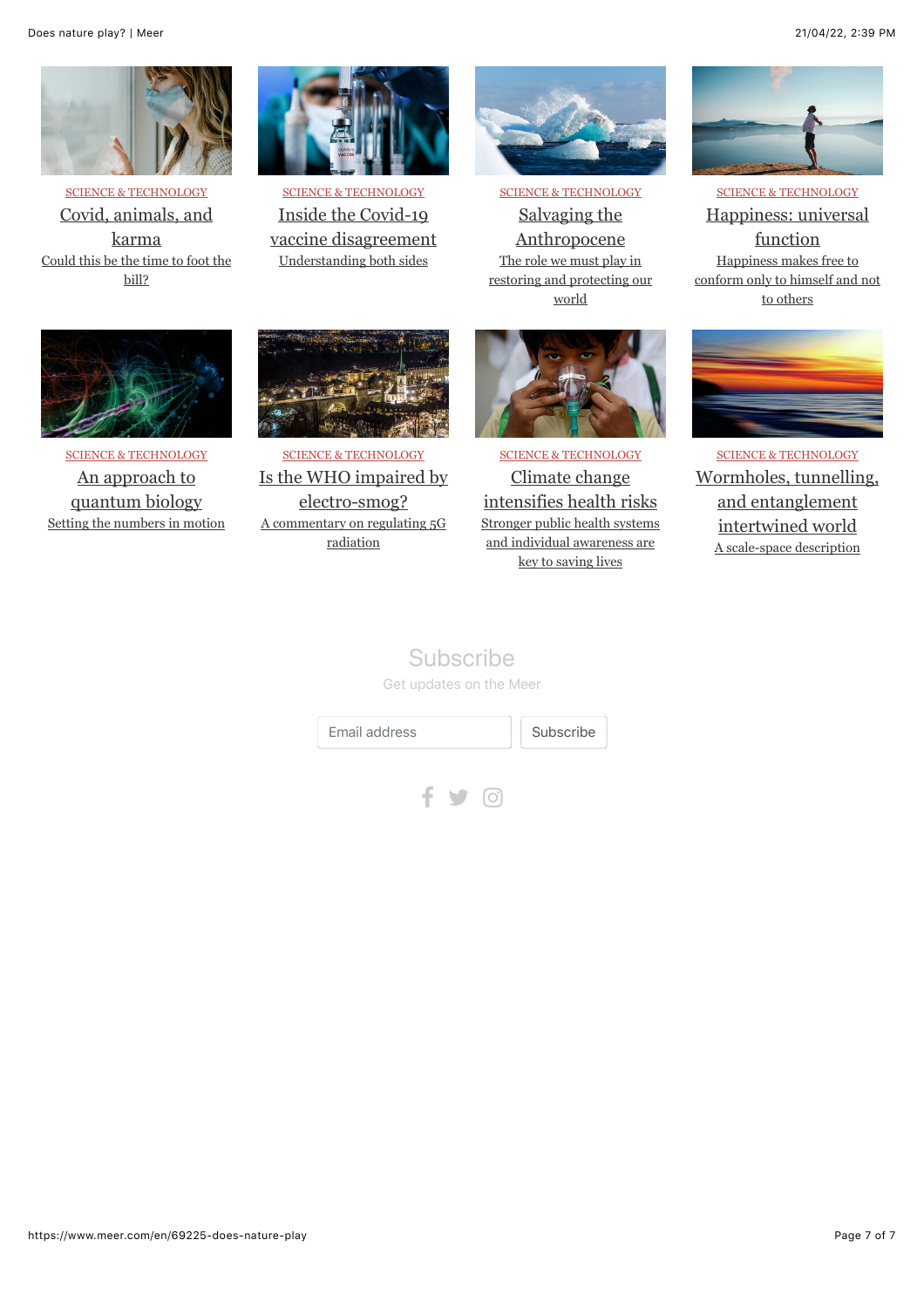SCIENCE & TECHNOLOGY

### Covid, animals, and karma

Could this be the time to foot the bill?

SCIENCE & TECHNOLOGY

### Inside the Covid-19 vaccine disagreement

Understanding both sides

SCIENCE & TECHNOLOGY

### Salvaging the Anthropocene

The role we must play in restoring and protecting our world

SCIENCE & TECHNOLOGY

### Happiness: universal function

Happiness makes free to conform only to himself and not to others

SCIENCE & TECHNOLOGY

### An approach to quantum biology

Setting the numbers in motion

SCIENCE & TECHNOLOGY

### Is the WHO impaired by electro-smog?

A commentary on regulating 5G radiation

SCIENCE & TECHNOLOGY

### Climate change intensifies health risks

Stronger public health systems and individual awareness are key to saving lives

SCIENCE & TECHNOLOGY

### Wormholes, tunnelling, and entanglement intertwined world

A scale-space description

## Subscribe

Get updates on the Meer

Email address | Subscribe